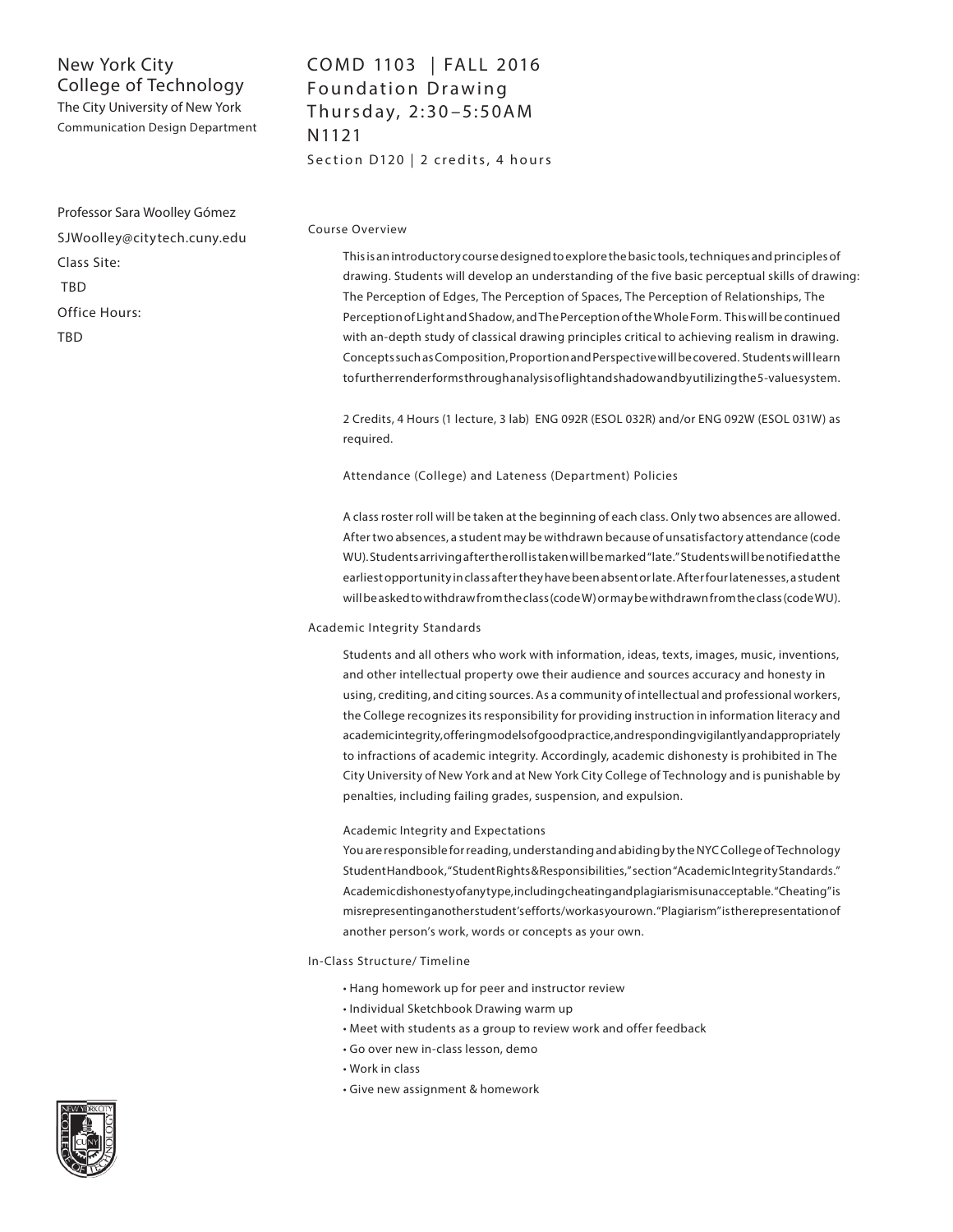New York City College of Technology
The City University of New York
Communication Design Department

# COMD 1103 | FALL 2016
## Foundation Drawing
Thursday, 2:30–5:50AM
N1121
Section D120 | 2 credits, 4 hours

Professor Sara Woolley Gómez
SJWoolley@citytech.cuny.edu
Class Site:
TBD
Office Hours:
TBD

### Course Overview

This is an introductory course designed to explore the basic tools, techniques and principles of drawing. Students will develop an understanding of the five basic perceptual skills of drawing: The Perception of Edges, The Perception of Spaces, The Perception of Relationships, The Perception of Light and Shadow, and The Perception of the Whole Form. This will be continued with an-depth study of classical drawing principles critical to achieving realism in drawing. Concepts such as Composition, Proportion and Perspective will be covered. Students will learn to further render forms through analysis of light and shadow and by utilizing the 5-value system.

2 Credits, 4 Hours (1 lecture, 3 lab) ENG 092R (ESOL 032R) and/or ENG 092W (ESOL 031W) as required.

Attendance (College) and Lateness (Department) Policies

A class roster roll will be taken at the beginning of each class. Only two absences are allowed. After two absences, a student may be withdrawn because of unsatisfactory attendance (code WU). Students arriving after the roll is taken will be marked "late." Students will be notified at the earliest opportunity in class after they have been absent or late. After four latenesses, a student will be asked to withdraw from the class (code W) or may be withdrawn from the class (code WU).

### Academic Integrity Standards

Students and all others who work with information, ideas, texts, images, music, inventions, and other intellectual property owe their audience and sources accuracy and honesty in using, crediting, and citing sources. As a community of intellectual and professional workers, the College recognizes its responsibility for providing instruction in information literacy and academic integrity, offering models of good practice, and responding vigilantly and appropriately to infractions of academic integrity. Accordingly, academic dishonesty is prohibited in The City University of New York and at New York City College of Technology and is punishable by penalties, including failing grades, suspension, and expulsion.

Academic Integrity and Expectations
You are responsible for reading, understanding and abiding by the NYC College of Technology Student Handbook, "Student Rights & Responsibilities," section "Academic Integrity Standards." Academic dishonesty of any type, including cheating and plagiarism is unacceptable. "Cheating" is misrepresenting another student's efforts/work as your own. "Plagiarism" is the representation of another person's work, words or concepts as your own.

### In-Class Structure/ Timeline

- Hang homework up for peer and instructor review
- Individual Sketchbook Drawing warm up
- Meet with students as a group to review work and offer feedback
- Go over new in-class lesson, demo
- Work in class
- Give new assignment & homework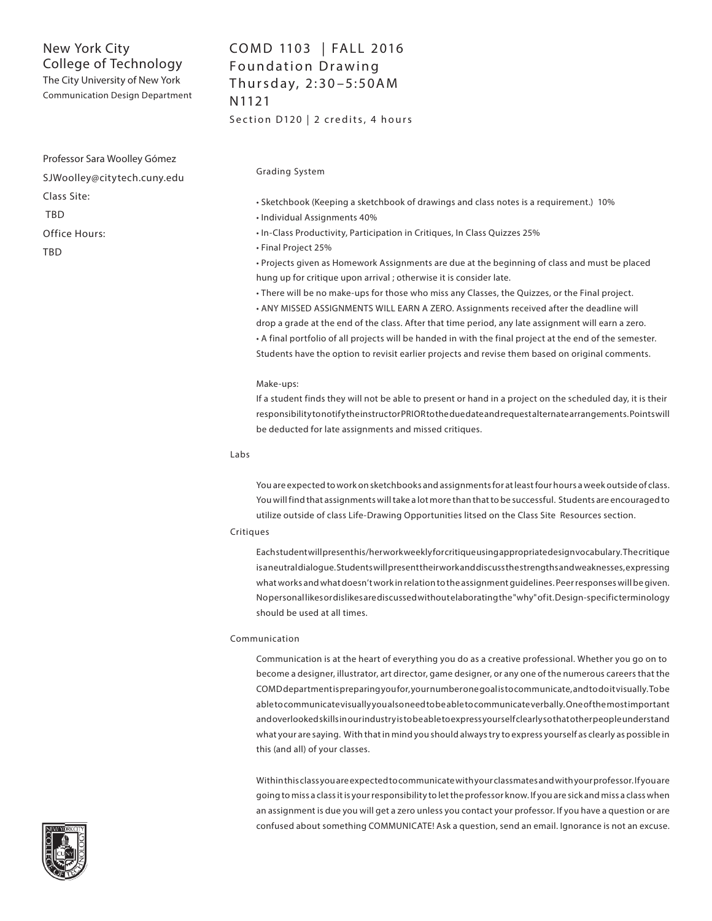New York City College of Technology
The City University of New York
Communication Design Department

COMD 1103 | FALL 2016
Foundation Drawing
Thursday, 2:30–5:50AM
N1121
Section D120 | 2 credits, 4 hours

Professor Sara Woolley Gómez
SJWoolley@citytech.cuny.edu
Class Site:
TBD
Office Hours:
TBD

### Grading System

- Sketchbook (Keeping a sketchbook of drawings and class notes is a requirement.) 10%
- Individual Assignments 40%
- In-Class Productivity, Participation in Critiques, In Class Quizzes 25%
- Final Project 25%
- Projects given as Homework Assignments are due at the beginning of class and must be placed hung up for critique upon arrival ; otherwise it is consider late.
- There will be no make-ups for those who miss any Classes, the Quizzes, or the Final project.
- ANY MISSED ASSIGNMENTS WILL EARN A ZERO. Assignments received after the deadline will drop a grade at the end of the class. After that time period, any late assignment will earn a zero.
- A final portfolio of all projects will be handed in with the final project at the end of the semester. Students have the option to revisit earlier projects and revise them based on original comments.

Make-ups:
If a student finds they will not be able to present or hand in a project on the scheduled day, it is their responsibility to notify the instructor PRIOR to the due date and request alternate arrangements. Points will be deducted for late assignments and missed critiques.

### Labs

You are expected to work on sketchbooks and assignments for at least four hours a week outside of class. You will find that assignments will take a lot more than that to be successful. Students are encouraged to utilize outside of class Life-Drawing Opportunities litsed on the Class Site Resources section.

### Critiques

Each student will present his/her work weekly for critique using appropriate design vocabulary. The critique is a neutral dialogue. Students will present their work and discuss the strengths and weaknesses, expressing what works and what doesn't work in relation to the assignment guidelines. Peer responses will be given. No personal likes or dislikes are discussed without elaborating the "why" of it. Design-specific terminology should be used at all times.

### Communication

Communication is at the heart of everything you do as a creative professional. Whether you go on to become a designer, illustrator, art director, game designer, or any one of the numerous careers that the COMD department is preparing you for, your number one goal is to communicate, and to do it visually. To be able to communicate visually you also need to be able to communicate verbally. One of the most important and overlooked skills in our industry is to be able to express yourself clearly so that other people understand what your are saying. With that in mind you should always try to express yourself as clearly as possible in this (and all) of your classes.

Within this class you are expected to communicate with your classmates and with your professor. If you are going to miss a class it is your responsibility to let the professor know. If you are sick and miss a class when an assignment is due you will get a zero unless you contact your professor. If you have a question or are confused about something COMMUNICATE! Ask a question, send an email. Ignorance is not an excuse.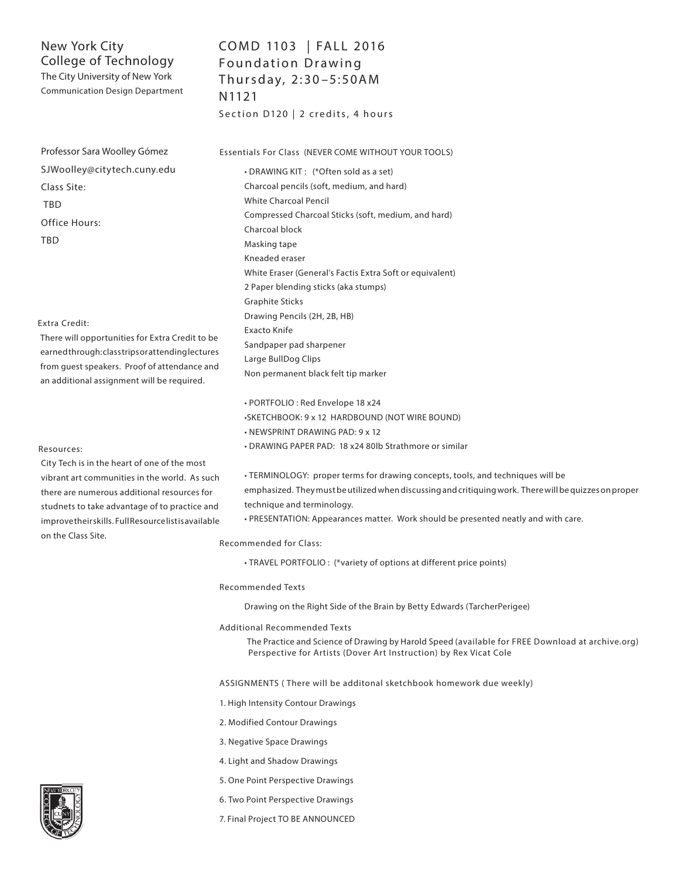New York City
College of Technology
The City University of New York
Communication Design Department

# COMD 1103 | FALL 2016
## Foundation Drawing
Thursday, 2:30–5:50AM
N1121
Section D120 | 2 credits, 4 hours

Professor Sara Woolley Gómez
SJWoolley@citytech.cuny.edu
Class Site:
TBD
Office Hours:
TBD

Extra Credit:
There will opportunities for Extra Credit to be earned through: class trips or attending lectures from guest speakers. Proof of attendance and an additional assignment will be required.

Resources:
City Tech is in the heart of one of the most vibrant art communities in the world. As such there are numerous additional resources for studnets to take advantage of to practice and improve their skills. Full Resource list is available on the Class Site.

Essentials For Class (NEVER COME WITHOUT YOUR TOOLS)

- DRAWING KIT : (*Often sold as a set)
  - Charcoal pencils (soft, medium, and hard)
  - White Charcoal Pencil
  - Compressed Charcoal Sticks (soft, medium, and hard)
  - Charcoal block
  - Masking tape
  - Kneaded eraser
  - White Eraser (General's Factis Extra Soft or equivalent)
  - 2 Paper blending sticks (aka stumps)
  - Graphite Sticks
  - Drawing Pencils (2H, 2B, HB)
  - Exacto Knife
  - Sandpaper pad sharpener
  - Large BullDog Clips
  - Non permanent black felt tip marker

- PORTFOLIO : Red Envelope 18 x24
- SKETCHBOOK: 9 x 12 HARDBOUND (NOT WIRE BOUND)
- NEWSPRINT DRAWING PAD: 9 x 12
- DRAWING PAPER PAD: 18 x24 80lb Strathmore or similar

- TERMINOLOGY: proper terms for drawing concepts, tools, and techniques will be emphasized. They must be utilized when discussing and critiquing work. There will be quizzes on proper technique and terminology.
- PRESENTATION: Appearances matter. Work should be presented neatly and with care.

Recommended for Class:

- TRAVEL PORTFOLIO : (*variety of options at different price points)

Recommended Texts

Drawing on the Right Side of the Brain by Betty Edwards (TarcherPerigee)

Additional Recommended Texts

The Practice and Science of Drawing by Harold Speed (available for FREE Download at archive.org)
Perspective for Artists (Dover Art Instruction) by Rex Vicat Cole

ASSIGNMENTS ( There will be additonal sketchbook homework due weekly)

1. High Intensity Contour Drawings
2. Modified Contour Drawings
3. Negative Space Drawings
4. Light and Shadow Drawings
5. One Point Perspective Drawings
6. Two Point Perspective Drawings
7. Final Project TO BE ANNOUNCED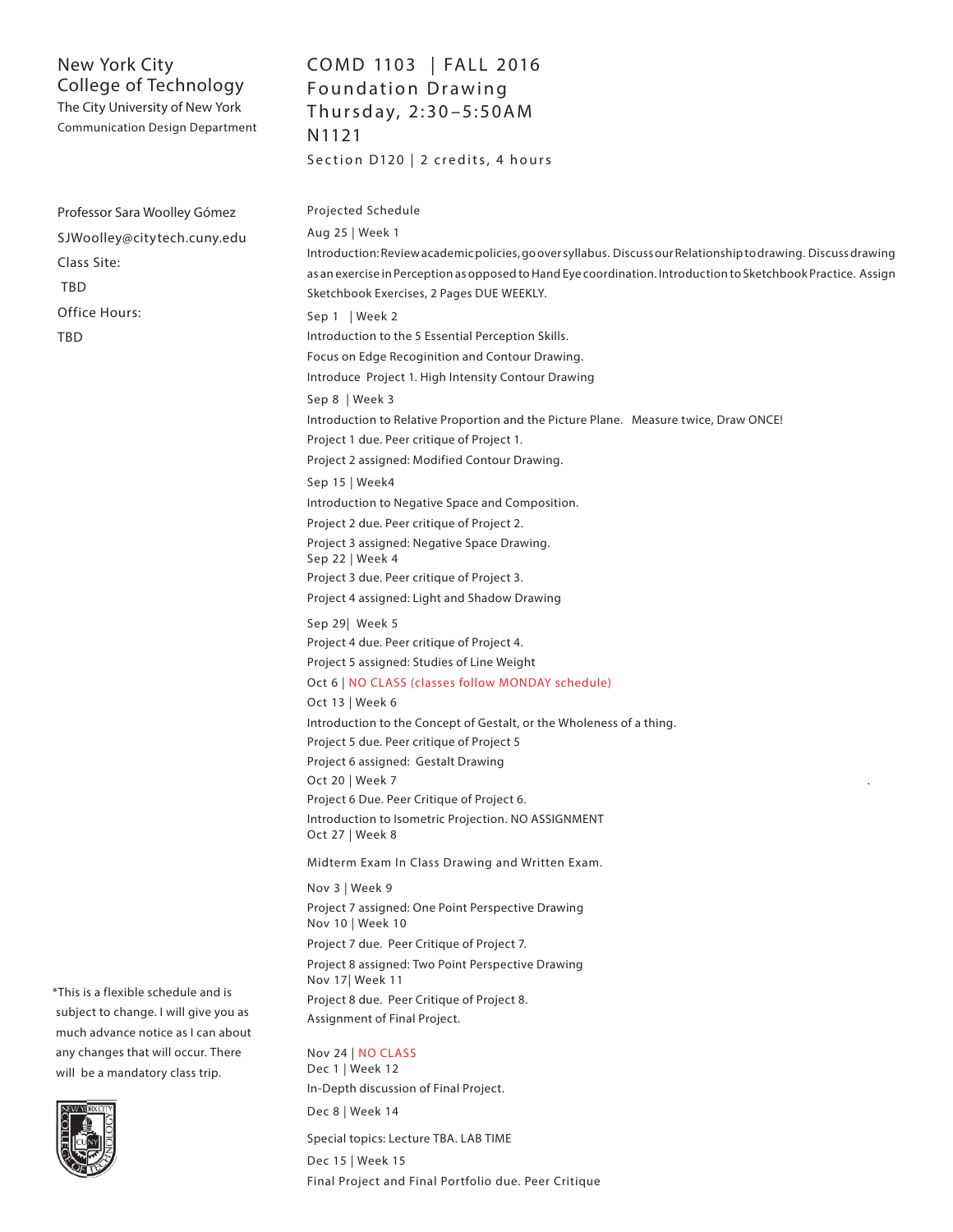New York City College of Technology
The City University of New York
Communication Design Department

# COMD 1103 | FALL 2016
## Foundation Drawing
Thursday, 2:30–5:50AM
N1121
Section D120 | 2 credits, 4 hours

Professor Sara Woolley Gómez
SJWoolley@citytech.cuny.edu
Class Site:
TBD
Office Hours:
TBD

### Projected Schedule

Aug 25 | Week 1
Introduction: Review academic policies, go over syllabus. Discuss our Relationship to drawing. Discuss drawing as an exercise in Perception as opposed to Hand Eye coordination. Introduction to Sketchbook Practice. Assign Sketchbook Exercises, 2 Pages DUE WEEKLY.

Sep 1 | Week 2
Introduction to the 5 Essential Perception Skills.
Focus on Edge Recoginition and Contour Drawing.
Introduce Project 1. High Intensity Contour Drawing

Sep 8 | Week 3
Introduction to Relative Proportion and the Picture Plane. Measure twice, Draw ONCE!
Project 1 due. Peer critique of Project 1.
Project 2 assigned: Modified Contour Drawing.

Sep 15 | Week4
Introduction to Negative Space and Composition.
Project 2 due. Peer critique of Project 2.
Project 3 assigned: Negative Space Drawing.

Sep 22 | Week 4
Project 3 due. Peer critique of Project 3.
Project 4 assigned: Light and Shadow Drawing

Sep 29| Week 5
Project 4 due. Peer critique of Project 4.
Project 5 assigned: Studies of Line Weight

Oct 6 | NO CLASS (classes follow MONDAY schedule)

Oct 13 | Week 6
Introduction to the Concept of Gestalt, or the Wholeness of a thing.
Project 5 due. Peer critique of Project 5
Project 6 assigned: Gestalt Drawing

Oct 20 | Week 7
Project 6 Due. Peer Critique of Project 6.
Introduction to Isometric Projection. NO ASSIGNMENT

Oct 27 | Week 8
Midterm Exam In Class Drawing and Written Exam.

Nov 3 | Week 9
Project 7 assigned: One Point Perspective Drawing

Nov 10 | Week 10
Project 7 due. Peer Critique of Project 7.
Project 8 assigned: Two Point Perspective Drawing

Nov 17| Week 11
Project 8 due. Peer Critique of Project 8.
Assignment of Final Project.

Nov 24 | NO CLASS

Dec 1 | Week 12
In-Depth discussion of Final Project.

Dec 8 | Week 14
Special topics: Lecture TBA. LAB TIME

Dec 15 | Week 15
Final Project and Final Portfolio due. Peer Critique

*This is a flexible schedule and is subject to change. I will give you as much advance notice as I can about any changes that will occur. There will be a mandatory class trip.